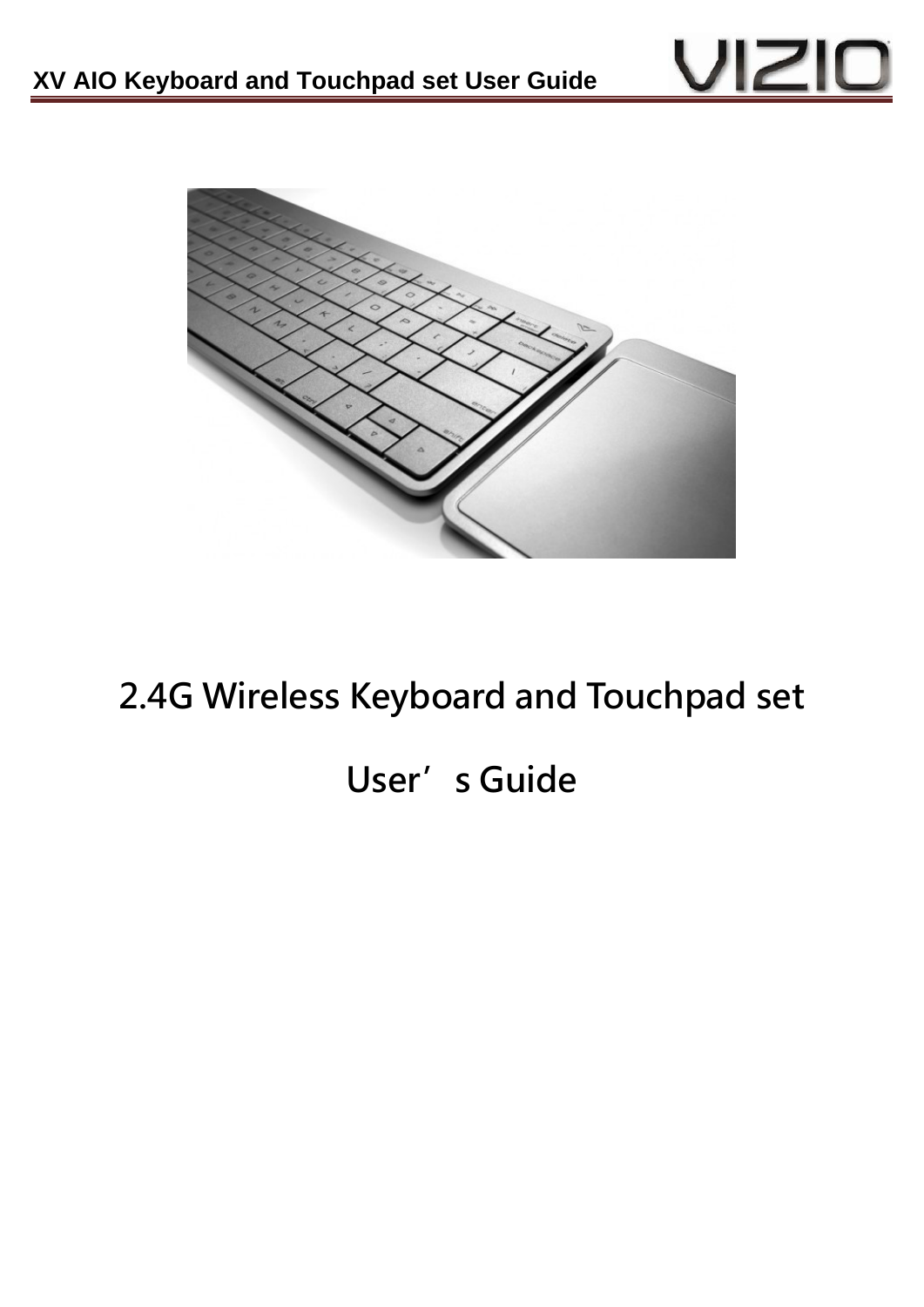# 2.4G Wireless Keyboard and Touchpad set

# User’s Guide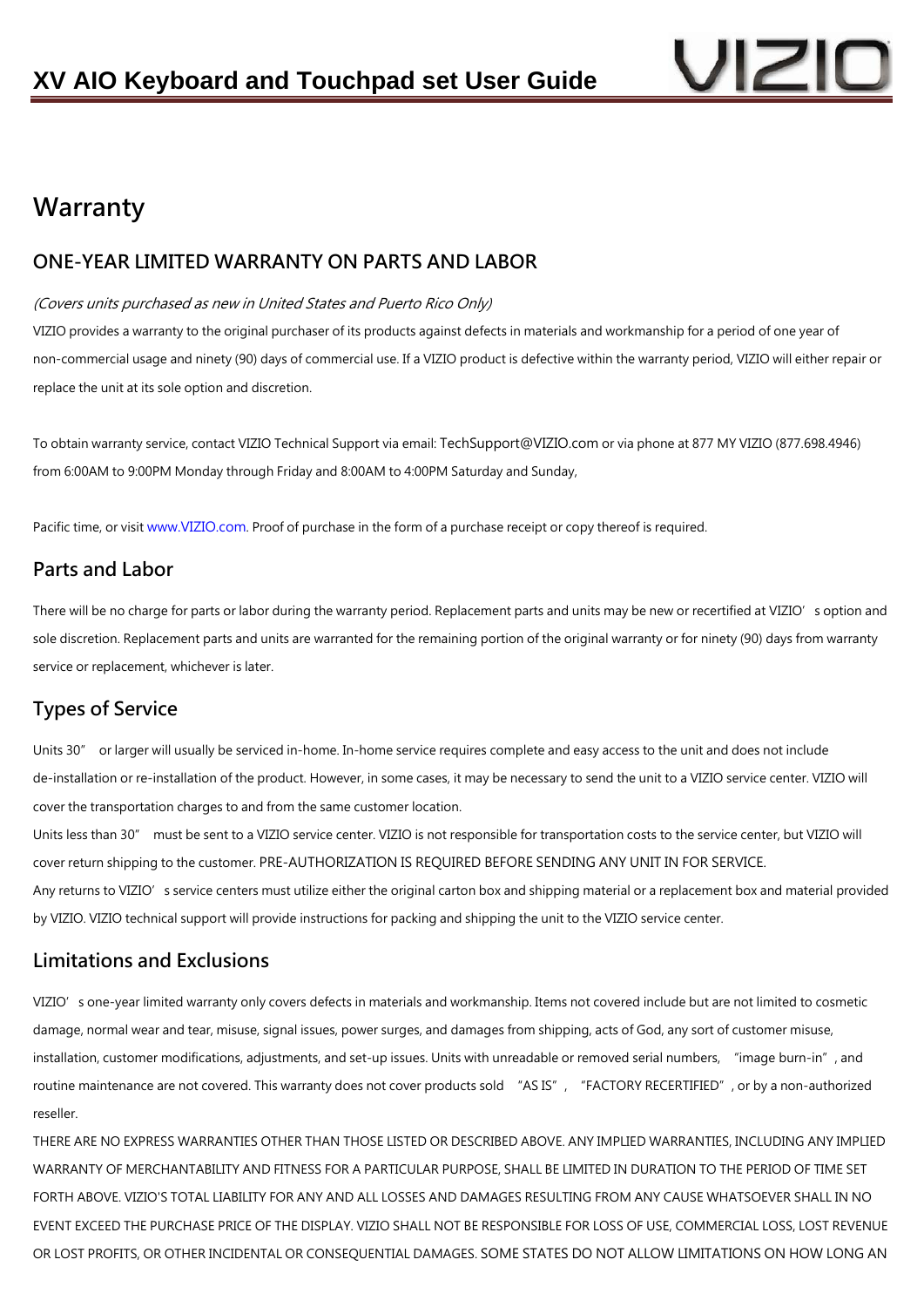# Warranty

## ONE-YEAR LIMITED WARRANTY ON PARTS AND LABOR

*(Covers units purchased as new in United States and Puerto Rico Only)*

VIZIO provides a warranty to the original purchaser of its products against defects in materials and workmanship for a period of one year of non-commercial usage and ninety (90) days of commercial use. If a VIZIO product is defective within the warranty period, VIZIO will either repair or replace the unit at its sole option and discretion.

To obtain warranty service, contact VIZIO Technical Support via email: TechSupport@VIZIO.com or via phone at 877 MY VIZIO (877.698.4946) from 6:00AM to 9:00PM Monday through Friday and 8:00AM to 4:00PM Saturday and Sunday,

Pacific time, or visit www.VIZIO.com. Proof of purchase in the form of a purchase receipt or copy thereof is required.

### Parts and Labor

There will be no charge for parts or labor during the warranty period. Replacement parts and units may be new or recertified at VIZIO's option and sole discretion. Replacement parts and units are warranted for the remaining portion of the original warranty or for ninety (90) days from warranty service or replacement, whichever is later.

### Types of Service

Units 30" or larger will usually be serviced in-home. In-home service requires complete and easy access to the unit and does not include de-installation or re-installation of the product. However, in some cases, it may be necessary to send the unit to a VIZIO service center. VIZIO will cover the transportation charges to and from the same customer location.

Units less than 30" must be sent to a VIZIO service center. VIZIO is not responsible for transportation costs to the service center, but VIZIO will cover return shipping to the customer. PRE-AUTHORIZATION IS REQUIRED BEFORE SENDING ANY UNIT IN FOR SERVICE.

Any returns to VIZIO's service centers must utilize either the original carton box and shipping material or a replacement box and material provided by VIZIO. VIZIO technical support will provide instructions for packing and shipping the unit to the VIZIO service center.

### Limitations and Exclusions

VIZIO's one-year limited warranty only covers defects in materials and workmanship. Items not covered include but are not limited to cosmetic damage, normal wear and tear, misuse, signal issues, power surges, and damages from shipping, acts of God, any sort of customer misuse, installation, customer modifications, adjustments, and set-up issues. Units with unreadable or removed serial numbers, "image burn-in", and routine maintenance are not covered. This warranty does not cover products sold "AS IS", "FACTORY RECERTIFIED", or by a non-authorized reseller.

THERE ARE NO EXPRESS WARRANTIES OTHER THAN THOSE LISTED OR DESCRIBED ABOVE. ANY IMPLIED WARRANTIES, INCLUDING ANY IMPLIED WARRANTY OF MERCHANTABILITY AND FITNESS FOR A PARTICULAR PURPOSE, SHALL BE LIMITED IN DURATION TO THE PERIOD OF TIME SET FORTH ABOVE. VIZIO'S TOTAL LIABILITY FOR ANY AND ALL LOSSES AND DAMAGES RESULTING FROM ANY CAUSE WHATSOEVER SHALL IN NO EVENT EXCEED THE PURCHASE PRICE OF THE DISPLAY. VIZIO SHALL NOT BE RESPONSIBLE FOR LOSS OF USE, COMMERCIAL LOSS, LOST REVENUE OR LOST PROFITS, OR OTHER INCIDENTAL OR CONSEQUENTIAL DAMAGES. SOME STATES DO NOT ALLOW LIMITATIONS ON HOW LONG AN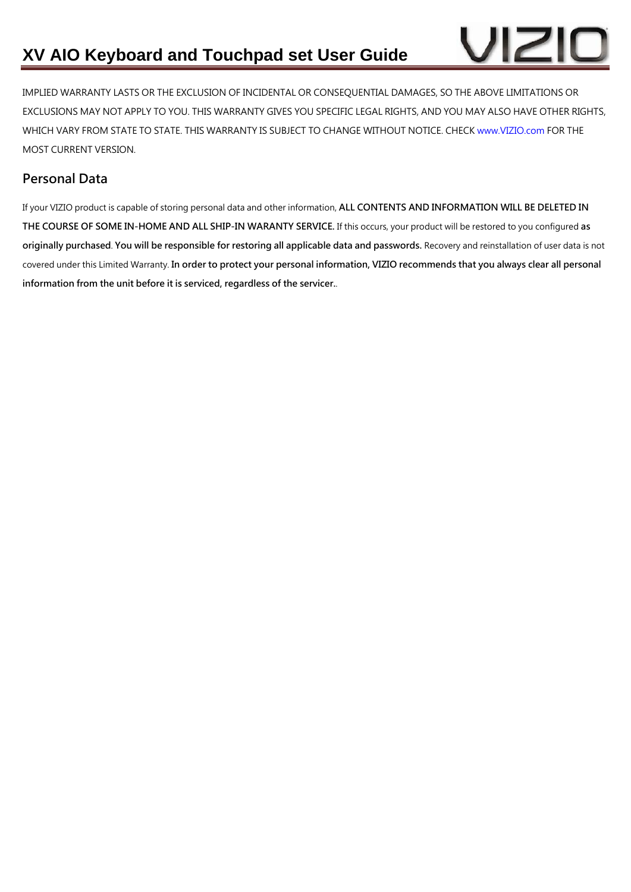IMPLIED WARRANTY LASTS OR THE EXCLUSION OF INCIDENTAL OR CONSEQUENTIAL DAMAGES, SO THE ABOVE LIMITATIONS OR EXCLUSIONS MAY NOT APPLY TO YOU. THIS WARRANTY GIVES YOU SPECIFIC LEGAL RIGHTS, AND YOU MAY ALSO HAVE OTHER RIGHTS, WHICH VARY FROM STATE TO STATE. THIS WARRANTY IS SUBJECT TO CHANGE WITHOUT NOTICE. CHECK www.VIZIO.com FOR THE MOST CURRENT VERSION.

## Personal Data

If your VIZIO product is capable of storing personal data and other information, **ALL CONTENTS AND INFORMATION WILL BE DELETED IN THE COURSE OF SOME IN-HOME AND ALL SHIP-IN WARANTY SERVICE.** If this occurs, your product will be restored to you configured **as originally purchased**. **You will be responsible for restoring all applicable data and passwords.** Recovery and reinstallation of user data is not covered under this Limited Warranty. **In order to protect your personal information, VIZIO recommends that you always clear all personal information from the unit before it is serviced, regardless of the servicer.**.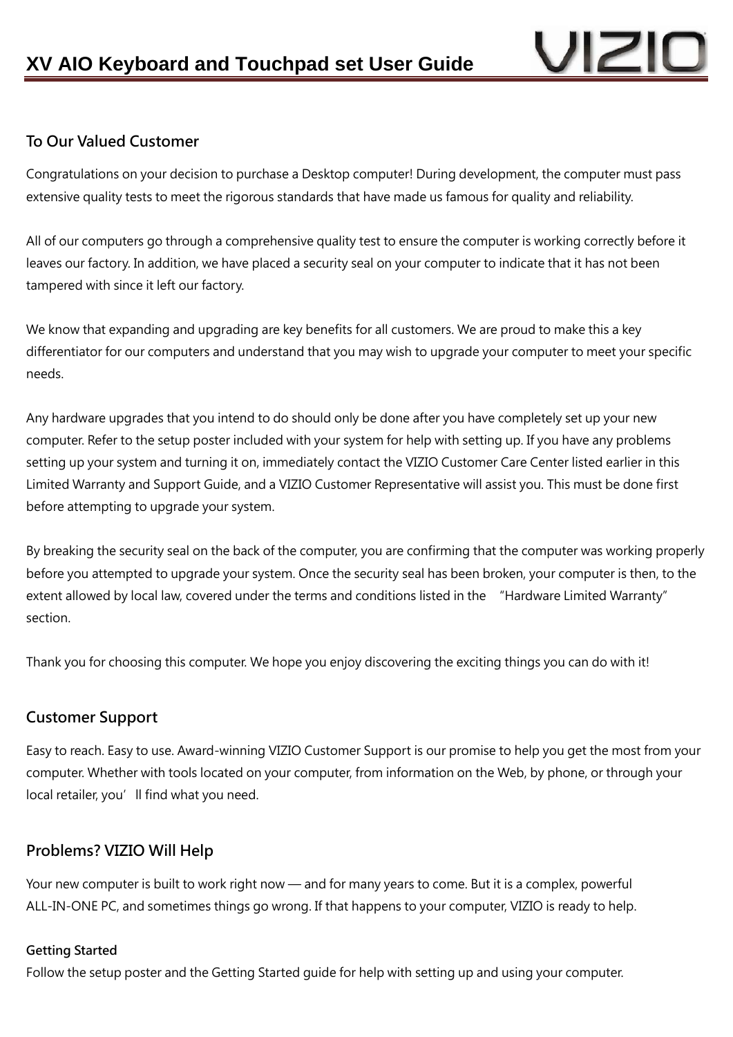# XV AIO Keyboard and Touchpad set User Guide

## To Our Valued Customer

Congratulations on your decision to purchase a Desktop computer! During development, the computer must pass extensive quality tests to meet the rigorous standards that have made us famous for quality and reliability.

All of our computers go through a comprehensive quality test to ensure the computer is working correctly before it leaves our factory. In addition, we have placed a security seal on your computer to indicate that it has not been tampered with since it left our factory.

We know that expanding and upgrading are key benefits for all customers. We are proud to make this a key differentiator for our computers and understand that you may wish to upgrade your computer to meet your specific needs.

Any hardware upgrades that you intend to do should only be done after you have completely set up your new computer. Refer to the setup poster included with your system for help with setting up. If you have any problems setting up your system and turning it on, immediately contact the VIZIO Customer Care Center listed earlier in this Limited Warranty and Support Guide, and a VIZIO Customer Representative will assist you. This must be done first before attempting to upgrade your system.

By breaking the security seal on the back of the computer, you are confirming that the computer was working properly before you attempted to upgrade your system. Once the security seal has been broken, your computer is then, to the extent allowed by local law, covered under the terms and conditions listed in the "Hardware Limited Warranty" section.

Thank you for choosing this computer. We hope you enjoy discovering the exciting things you can do with it!

## Customer Support

Easy to reach. Easy to use. Award-winning VIZIO Customer Support is our promise to help you get the most from your computer. Whether with tools located on your computer, from information on the Web, by phone, or through your local retailer, you'll find what you need.

## Problems? VIZIO Will Help

Your new computer is built to work right now — and for many years to come. But it is a complex, powerful ALL-IN-ONE PC, and sometimes things go wrong. If that happens to your computer, VIZIO is ready to help.

**Getting Started**
Follow the setup poster and the Getting Started guide for help with setting up and using your computer.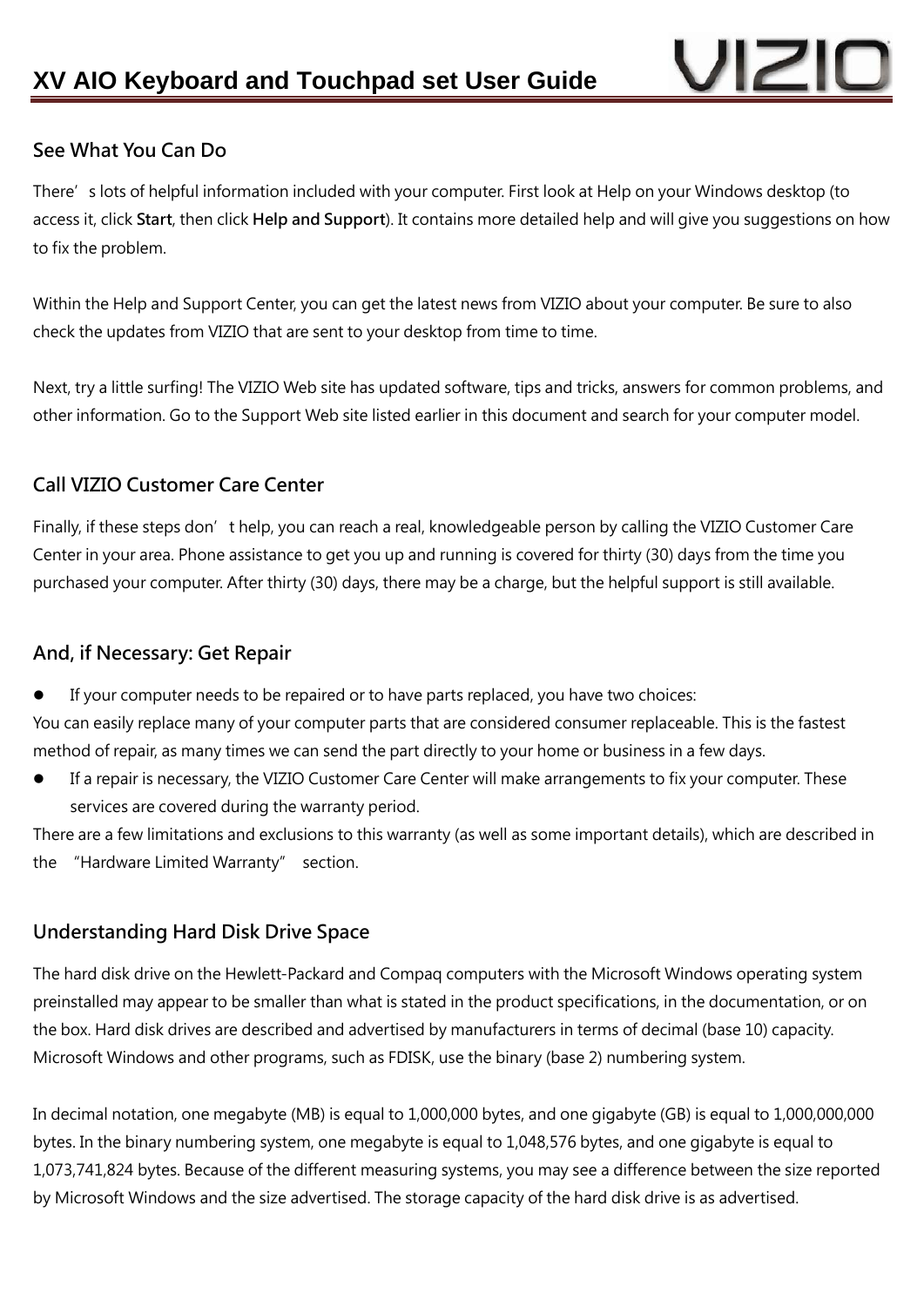## See What You Can Do

There's lots of helpful information included with your computer. First look at Help on your Windows desktop (to access it, click **Start**, then click **Help and Support**). It contains more detailed help and will give you suggestions on how to fix the problem.

Within the Help and Support Center, you can get the latest news from VIZIO about your computer. Be sure to also check the updates from VIZIO that are sent to your desktop from time to time.

Next, try a little surfing! The VIZIO Web site has updated software, tips and tricks, answers for common problems, and other information. Go to the Support Web site listed earlier in this document and search for your computer model.

## Call VIZIO Customer Care Center

Finally, if these steps don't help, you can reach a real, knowledgeable person by calling the VIZIO Customer Care Center in your area. Phone assistance to get you up and running is covered for thirty (30) days from the time you purchased your computer. After thirty (30) days, there may be a charge, but the helpful support is still available.

## And, if Necessary: Get Repair

- If your computer needs to be repaired or to have parts replaced, you have two choices:

You can easily replace many of your computer parts that are considered consumer replaceable. This is the fastest method of repair, as many times we can send the part directly to your home or business in a few days.

- If a repair is necessary, the VIZIO Customer Care Center will make arrangements to fix your computer. These services are covered during the warranty period.

There are a few limitations and exclusions to this warranty (as well as some important details), which are described in the "Hardware Limited Warranty" section.

## Understanding Hard Disk Drive Space

The hard disk drive on the Hewlett-Packard and Compaq computers with the Microsoft Windows operating system preinstalled may appear to be smaller than what is stated in the product specifications, in the documentation, or on the box. Hard disk drives are described and advertised by manufacturers in terms of decimal (base 10) capacity. Microsoft Windows and other programs, such as FDISK, use the binary (base 2) numbering system.

In decimal notation, one megabyte (MB) is equal to 1,000,000 bytes, and one gigabyte (GB) is equal to 1,000,000,000 bytes. In the binary numbering system, one megabyte is equal to 1,048,576 bytes, and one gigabyte is equal to 1,073,741,824 bytes. Because of the different measuring systems, you may see a difference between the size reported by Microsoft Windows and the size advertised. The storage capacity of the hard disk drive is as advertised.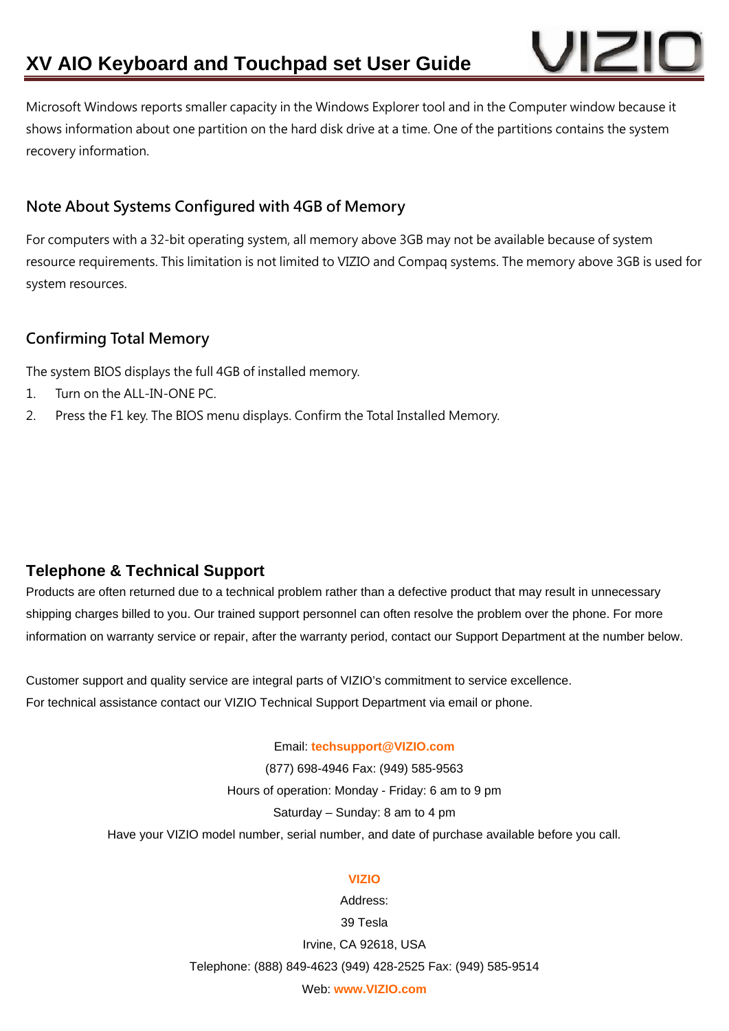Microsoft Windows reports smaller capacity in the Windows Explorer tool and in the Computer window because it shows information about one partition on the hard disk drive at a time. One of the partitions contains the system recovery information.

## Note About Systems Configured with 4GB of Memory

For computers with a 32-bit operating system, all memory above 3GB may not be available because of system resource requirements. This limitation is not limited to VIZIO and Compaq systems. The memory above 3GB is used for system resources.

## Confirming Total Memory

The system BIOS displays the full 4GB of installed memory.

1. Turn on the ALL-IN-ONE PC.
2. Press the F1 key. The BIOS menu displays. Confirm the Total Installed Memory.

## Telephone & Technical Support

Products are often returned due to a technical problem rather than a defective product that may result in unnecessary shipping charges billed to you. Our trained support personnel can often resolve the problem over the phone. For more information on warranty service or repair, after the warranty period, contact our Support Department at the number below.

Customer support and quality service are integral parts of VIZIO's commitment to service excellence.
For technical assistance contact our VIZIO Technical Support Department via email or phone.

Email: **techsupport@VIZIO.com**
(877) 698-4946 Fax: (949) 585-9563
Hours of operation: Monday - Friday: 6 am to 9 pm
Saturday – Sunday: 8 am to 4 pm
Have your VIZIO model number, serial number, and date of purchase available before you call.

**VIZIO**
Address:
39 Tesla
Irvine, CA 92618, USA
Telephone: (888) 849-4623 (949) 428-2525 Fax: (949) 585-9514
Web: **www.VIZIO.com**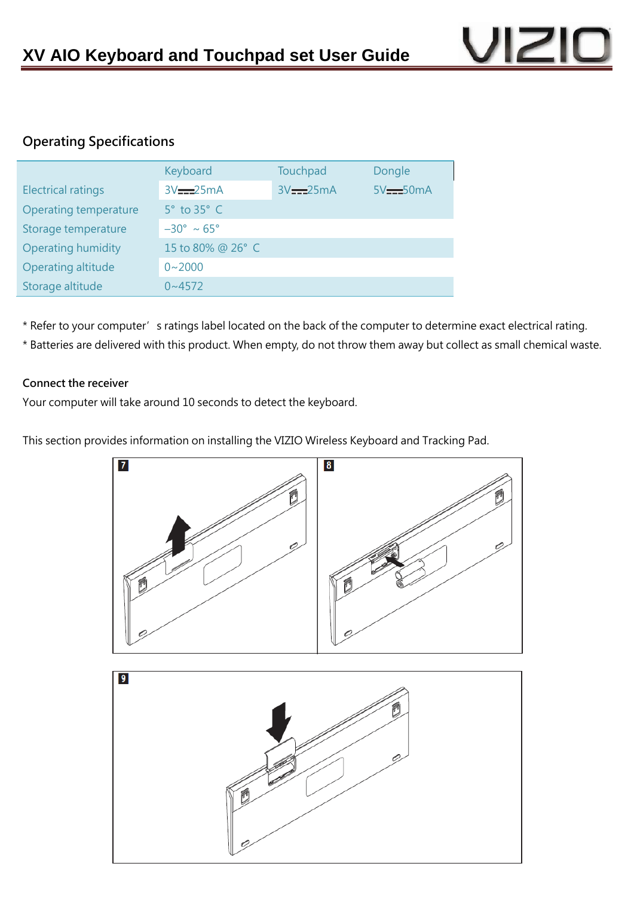## Operating Specifications

| | Keyboard | Touchpad | Dongle |
|---|---|---|---|
| Electrical ratings | 3V⎓25mA | 3V⎓25mA | 5V⎓50mA |
| Operating temperature | 5° to 35° C | | |
| Storage temperature | –30° ~ 65° | | |
| Operating humidity | 15 to 80% @ 26° C | | |
| Operating altitude | 0~2000 | | |
| Storage altitude | 0~4572 | | |

* Refer to your computer's ratings label located on the back of the computer to determine exact electrical rating.

* Batteries are delivered with this product. When empty, do not throw them away but collect as small chemical waste.

**Connect the receiver**

Your computer will take around 10 seconds to detect the keyboard.

This section provides information on installing the VIZIO Wireless Keyboard and Tracking Pad.

7

8

9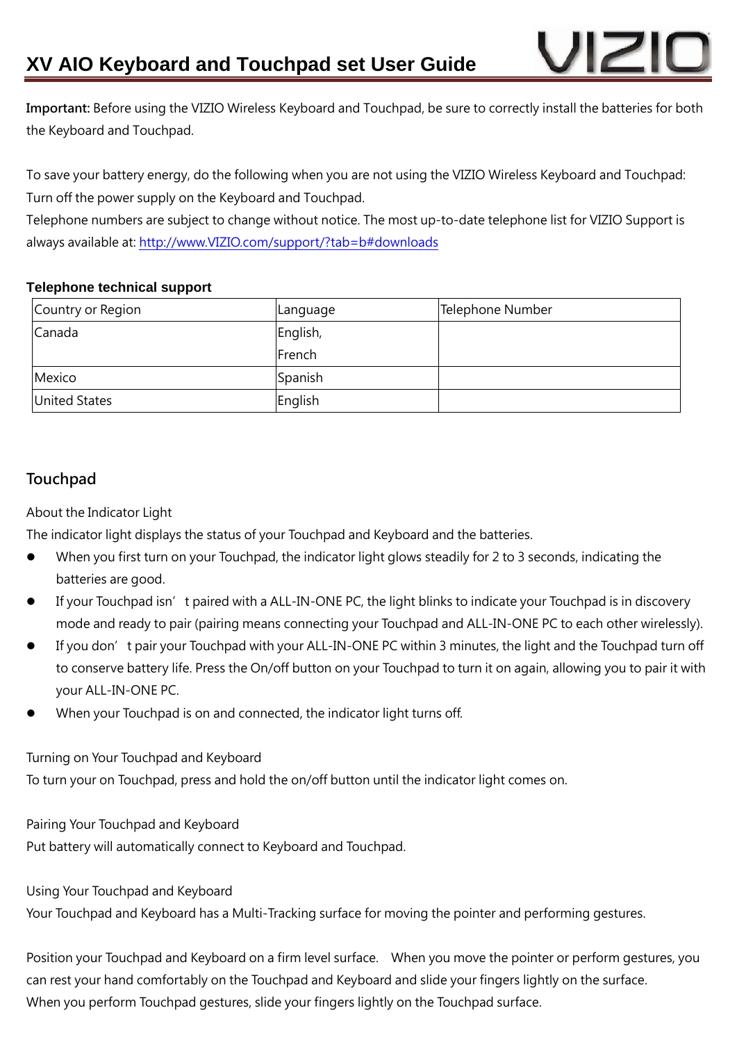# XV AIO Keyboard and Touchpad set User Guide

**Important:** Before using the VIZIO Wireless Keyboard and Touchpad, be sure to correctly install the batteries for both the Keyboard and Touchpad.

To save your battery energy, do the following when you are not using the VIZIO Wireless Keyboard and Touchpad: Turn off the power supply on the Keyboard and Touchpad.

Telephone numbers are subject to change without notice. The most up-to-date telephone list for VIZIO Support is always available at: http://www.VIZIO.com/support/?tab=b#downloads

**Telephone technical support**

| Country or Region | Language | Telephone Number |
|---|---|---|
| Canada | English,<br>French | |
| Mexico | Spanish | |
| United States | English | |

## Touchpad

About the Indicator Light

The indicator light displays the status of your Touchpad and Keyboard and the batteries.

- When you first turn on your Touchpad, the indicator light glows steadily for 2 to 3 seconds, indicating the batteries are good.
- If your Touchpad isn't paired with a ALL-IN-ONE PC, the light blinks to indicate your Touchpad is in discovery mode and ready to pair (pairing means connecting your Touchpad and ALL-IN-ONE PC to each other wirelessly).
- If you don't pair your Touchpad with your ALL-IN-ONE PC within 3 minutes, the light and the Touchpad turn off to conserve battery life. Press the On/off button on your Touchpad to turn it on again, allowing you to pair it with your ALL-IN-ONE PC.
- When your Touchpad is on and connected, the indicator light turns off.

Turning on Your Touchpad and Keyboard

To turn your on Touchpad, press and hold the on/off button until the indicator light comes on.

Pairing Your Touchpad and Keyboard

Put battery will automatically connect to Keyboard and Touchpad.

Using Your Touchpad and Keyboard

Your Touchpad and Keyboard has a Multi-Tracking surface for moving the pointer and performing gestures.

Position your Touchpad and Keyboard on a firm level surface. When you move the pointer or perform gestures, you can rest your hand comfortably on the Touchpad and Keyboard and slide your fingers lightly on the surface.

When you perform Touchpad gestures, slide your fingers lightly on the Touchpad surface.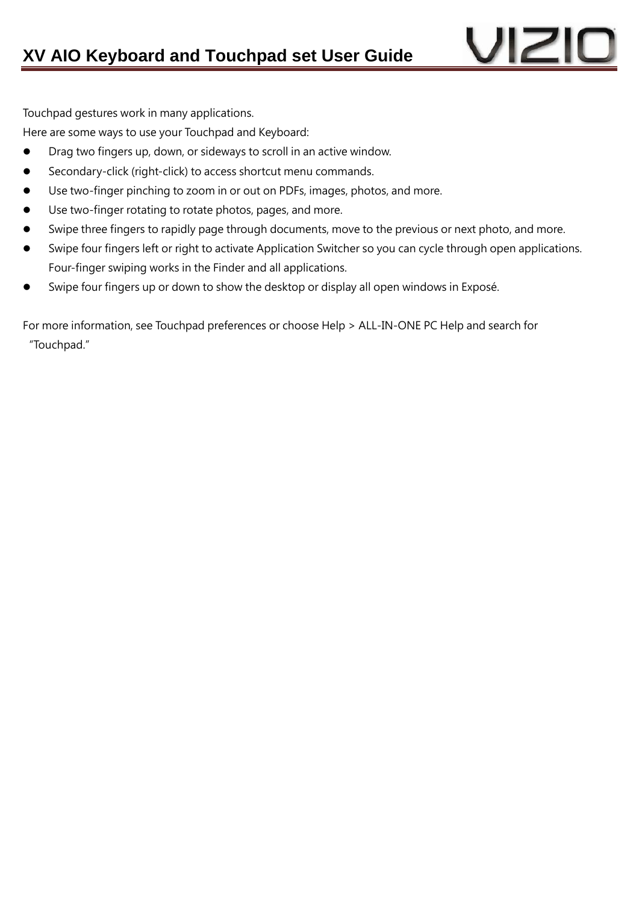Touchpad gestures work in many applications.

Here are some ways to use your Touchpad and Keyboard:

- Drag two fingers up, down, or sideways to scroll in an active window.
- Secondary-click (right-click) to access shortcut menu commands.
- Use two-finger pinching to zoom in or out on PDFs, images, photos, and more.
- Use two-finger rotating to rotate photos, pages, and more.
- Swipe three fingers to rapidly page through documents, move to the previous or next photo, and more.
- Swipe four fingers left or right to activate Application Switcher so you can cycle through open applications. Four-finger swiping works in the Finder and all applications.
- Swipe four fingers up or down to show the desktop or display all open windows in Exposé.

For more information, see Touchpad preferences or choose Help > ALL-IN-ONE PC Help and search for "Touchpad."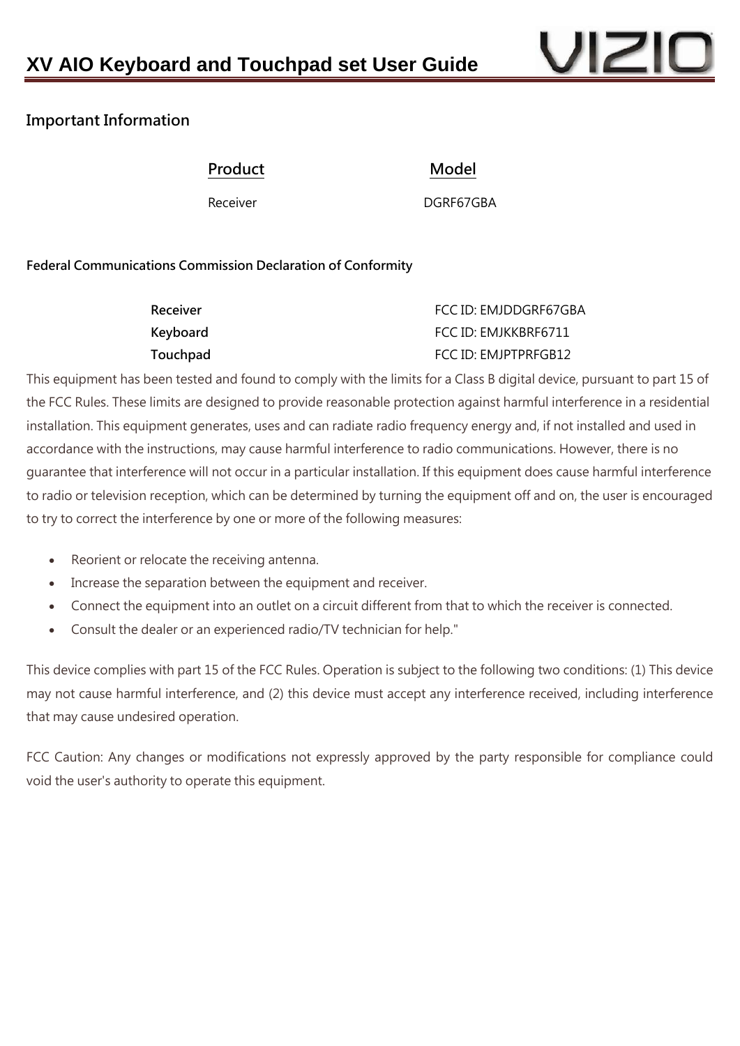# XV AIO Keyboard and Touchpad set User Guide

## Important Information

| Product | Model |
|---|---|
| Receiver | DGRF67GBA |

### Federal Communications Commission Declaration of Conformity

| | |
|---|---|
| **Receiver** | FCC ID: EMJDDGRF67GBA |
| **Keyboard** | FCC ID: EMJKKBRF6711 |
| **Touchpad** | FCC ID: EMJPTPRFGB12 |

This equipment has been tested and found to comply with the limits for a Class B digital device, pursuant to part 15 of the FCC Rules. These limits are designed to provide reasonable protection against harmful interference in a residential installation. This equipment generates, uses and can radiate radio frequency energy and, if not installed and used in accordance with the instructions, may cause harmful interference to radio communications. However, there is no guarantee that interference will not occur in a particular installation. If this equipment does cause harmful interference to radio or television reception, which can be determined by turning the equipment off and on, the user is encouraged to try to correct the interference by one or more of the following measures:

- Reorient or relocate the receiving antenna.
- Increase the separation between the equipment and receiver.
- Connect the equipment into an outlet on a circuit different from that to which the receiver is connected.
- Consult the dealer or an experienced radio/TV technician for help."

This device complies with part 15 of the FCC Rules. Operation is subject to the following two conditions: (1) This device may not cause harmful interference, and (2) this device must accept any interference received, including interference that may cause undesired operation.

FCC Caution: Any changes or modifications not expressly approved by the party responsible for compliance could void the user's authority to operate this equipment.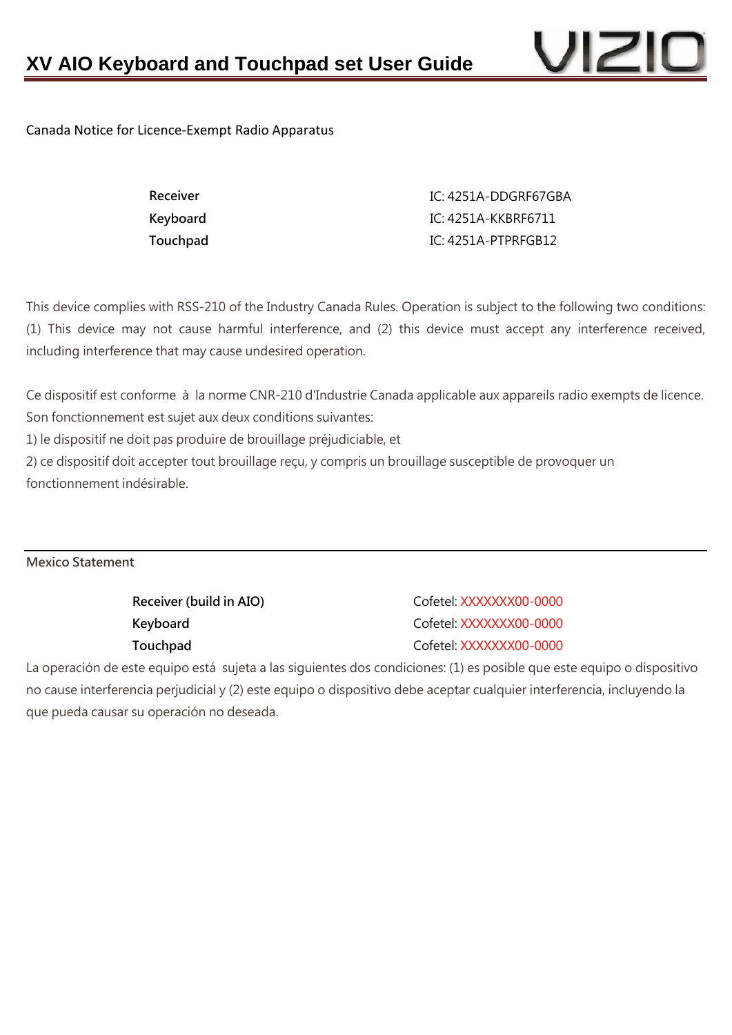## Canada Notice for Licence-Exempt Radio Apparatus

| | |
|---|---|
| **Receiver** | IC: 4251A-DDGRF67GBA |
| **Keyboard** | IC: 4251A-KKBRF6711 |
| **Touchpad** | IC: 4251A-PTPRFGB12 |

This device complies with RSS-210 of the Industry Canada Rules. Operation is subject to the following two conditions: (1) This device may not cause harmful interference, and (2) this device must accept any interference received, including interference that may cause undesired operation.

Ce dispositif est conforme à la norme CNR-210 d'Industrie Canada applicable aux appareils radio exempts de licence. Son fonctionnement est sujet aux deux conditions suivantes:
1) le dispositif ne doit pas produire de brouillage préjudiciable, et
2) ce dispositif doit accepter tout brouillage reçu, y compris un brouillage susceptible de provoquer un fonctionnement indésirable.

## Mexico Statement

| | |
|---|---|
| **Receiver (build in AIO)** | Cofetel: XXXXXXX00-0000 |
| **Keyboard** | Cofetel: XXXXXXX00-0000 |
| **Touchpad** | Cofetel: XXXXXXX00-0000 |

La operación de este equipo está sujeta a las siguientes dos condiciones: (1) es posible que este equipo o dispositivo no cause interferencia perjudicial y (2) este equipo o dispositivo debe aceptar cualquier interferencia, incluyendo la que pueda causar su operación no deseada.